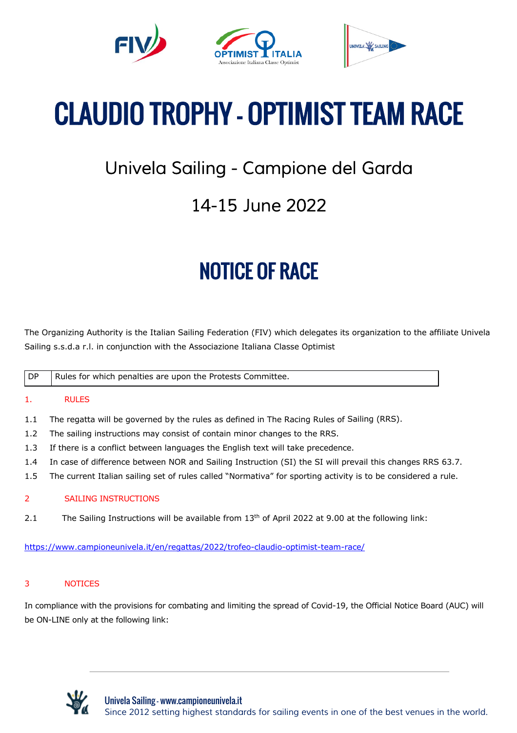# CLAUDIO TROPHY - OPTIMIST TEAM RACE

## Univela Sailing - Campione del Garda

## 14-15 June 2022

# NOTICE OF RACE

The Organizing Authority is the Italian Sailing Federation (FIV) which delegates its organization to the affiliate Univela Sailing s.s.d.a r.l. in conjunction with the Associazione Italiana Classe Optimist

| DP | Rules for which penalties are upon the Protests Committee. |
|---|---|

### 1. RULES

1.1 The regatta will be governed by the rules as defined in The Racing Rules of Sailing (RRS).

1.2 The sailing instructions may consist of contain minor changes to the RRS.

1.3 If there is a conflict between languages the English text will take precedence.

1.4 In case of difference between NOR and Sailing Instruction (SI) the SI will prevail this changes RRS 63.7.

1.5 The current Italian sailing set of rules called "Normativa" for sporting activity is to be considered a rule.

### 2 SAILING INSTRUCTIONS

2.1 The Sailing Instructions will be available from 13th of April 2022 at 9.00 at the following link:

https://www.campioneunivela.it/en/regattas/2022/trofeo-claudio-optimist-team-race/

### 3 NOTICES

In compliance with the provisions for combating and limiting the spread of Covid-19, the Official Notice Board (AUC) will be ON-LINE only at the following link: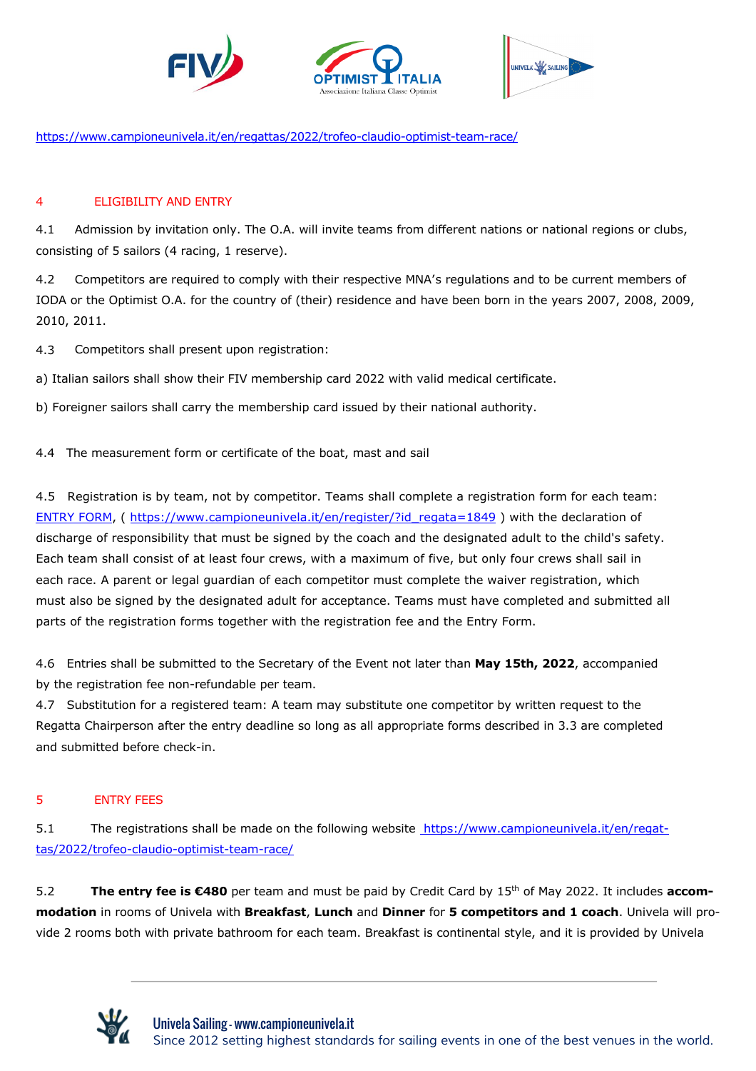https://www.campioneunivela.it/en/regattas/2022/trofeo-claudio-optimist-team-race/

## 4 ELIGIBILITY AND ENTRY

4.1 Admission by invitation only. The O.A. will invite teams from different nations or national regions or clubs, consisting of 5 sailors (4 racing, 1 reserve).

4.2 Competitors are required to comply with their respective MNA's regulations and to be current members of IODA or the Optimist O.A. for the country of (their) residence and have been born in the years 2007, 2008, 2009, 2010, 2011.

4.3 Competitors shall present upon registration:

a) Italian sailors shall show their FIV membership card 2022 with valid medical certificate.

b) Foreigner sailors shall carry the membership card issued by their national authority.

4.4 The measurement form or certificate of the boat, mast and sail

4.5 Registration is by team, not by competitor. Teams shall complete a registration form for each team: ENTRY FORM, ( https://www.campioneunivela.it/en/register/?id_regata=1849 ) with the declaration of discharge of responsibility that must be signed by the coach and the designated adult to the child's safety. Each team shall consist of at least four crews, with a maximum of five, but only four crews shall sail in each race. A parent or legal guardian of each competitor must complete the waiver registration, which must also be signed by the designated adult for acceptance. Teams must have completed and submitted all parts of the registration forms together with the registration fee and the Entry Form.

4.6 Entries shall be submitted to the Secretary of the Event not later than **May 15th, 2022**, accompanied by the registration fee non-refundable per team.

4.7 Substitution for a registered team: A team may substitute one competitor by written request to the Regatta Chairperson after the entry deadline so long as all appropriate forms described in 3.3 are completed and submitted before check-in.

## 5 ENTRY FEES

5.1 The registrations shall be made on the following website https://www.campioneunivela.it/en/regattas/2022/trofeo-claudio-optimist-team-race/

5.2 **The entry fee is €480** per team and must be paid by Credit Card by 15th of May 2022. It includes **accommodation** in rooms of Univela with **Breakfast**, **Lunch** and **Dinner** for **5 competitors and 1 coach**. Univela will provide 2 rooms both with private bathroom for each team. Breakfast is continental style, and it is provided by Univela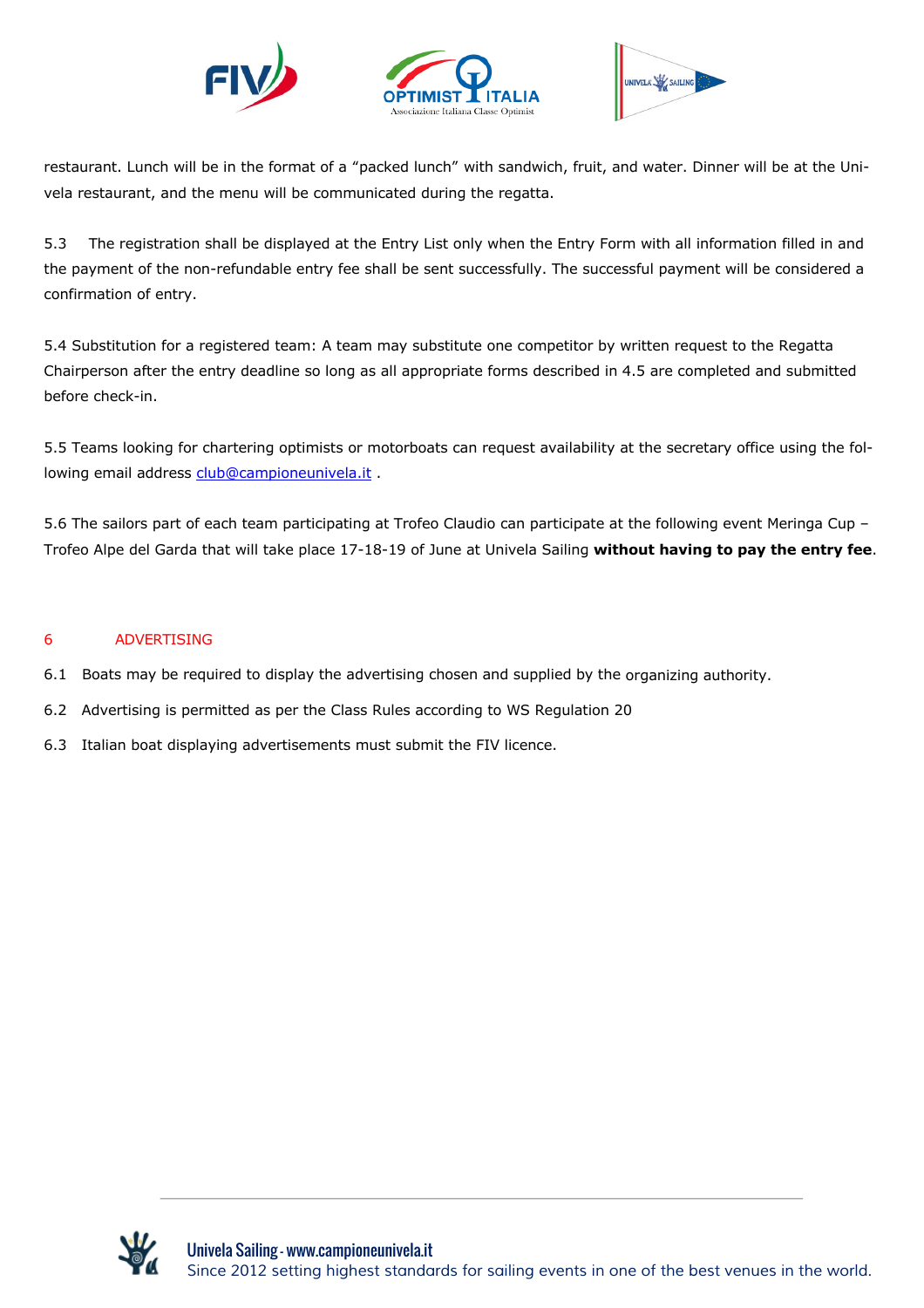restaurant. Lunch will be in the format of a "packed lunch" with sandwich, fruit, and water. Dinner will be at the Univela restaurant, and the menu will be communicated during the regatta.

5.3 The registration shall be displayed at the Entry List only when the Entry Form with all information filled in and the payment of the non-refundable entry fee shall be sent successfully. The successful payment will be considered a confirmation of entry.

5.4 Substitution for a registered team: A team may substitute one competitor by written request to the Regatta Chairperson after the entry deadline so long as all appropriate forms described in 4.5 are completed and submitted before check-in.

5.5 Teams looking for chartering optimists or motorboats can request availability at the secretary office using the following email address club@campioneunivela.it .

5.6 The sailors part of each team participating at Trofeo Claudio can participate at the following event Meringa Cup – Trofeo Alpe del Garda that will take place 17-18-19 of June at Univela Sailing **without having to pay the entry fee**.

## 6 ADVERTISING

6.1 Boats may be required to display the advertising chosen and supplied by the organizing authority.

6.2 Advertising is permitted as per the Class Rules according to WS Regulation 20

6.3 Italian boat displaying advertisements must submit the FIV licence.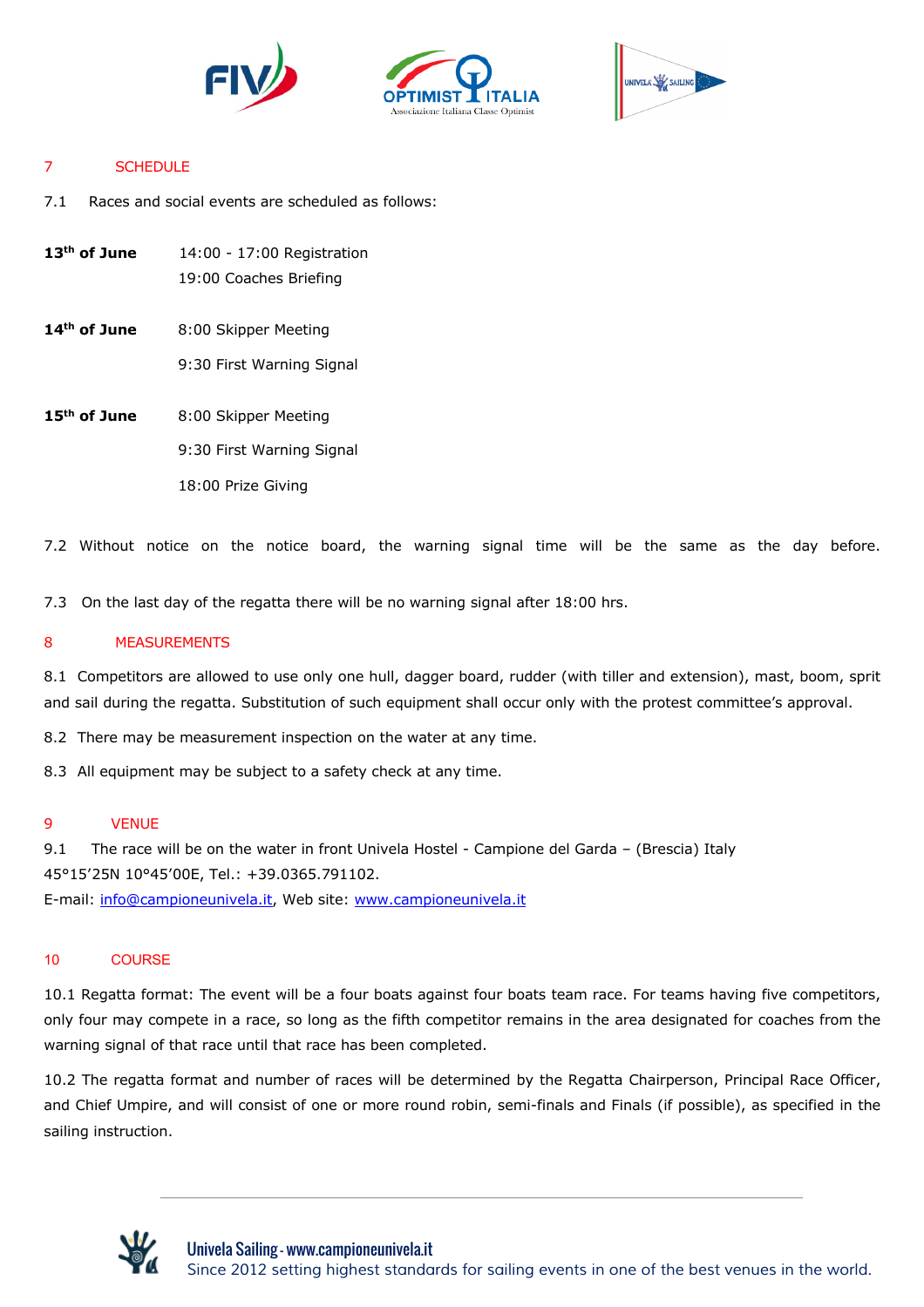## 7 SCHEDULE

7.1 Races and social events are scheduled as follows:

| | |
|---|---|
| **13th of June** | 14:00 - 17:00 Registration<br>19:00 Coaches Briefing |
| **14th of June** | 8:00 Skipper Meeting<br>9:30 First Warning Signal |
| **15th of June** | 8:00 Skipper Meeting<br>9:30 First Warning Signal<br>18:00 Prize Giving |

7.2 Without notice on the notice board, the warning signal time will be the same as the day before.

7.3 On the last day of the regatta there will be no warning signal after 18:00 hrs.

## 8 MEASUREMENTS

8.1 Competitors are allowed to use only one hull, dagger board, rudder (with tiller and extension), mast, boom, sprit and sail during the regatta. Substitution of such equipment shall occur only with the protest committee's approval.

8.2 There may be measurement inspection on the water at any time.

8.3 All equipment may be subject to a safety check at any time.

## 9 VENUE

9.1 The race will be on the water in front Univela Hostel - Campione del Garda – (Brescia) Italy 45°15'25N 10°45'00E, Tel.: +39.0365.791102.
E-mail: info@campioneunivela.it, Web site: www.campioneunivela.it

## 10 COURSE

10.1 Regatta format: The event will be a four boats against four boats team race. For teams having five competitors, only four may compete in a race, so long as the fifth competitor remains in the area designated for coaches from the warning signal of that race until that race has been completed.

10.2 The regatta format and number of races will be determined by the Regatta Chairperson, Principal Race Officer, and Chief Umpire, and will consist of one or more round robin, semi-finals and Finals (if possible), as specified in the sailing instruction.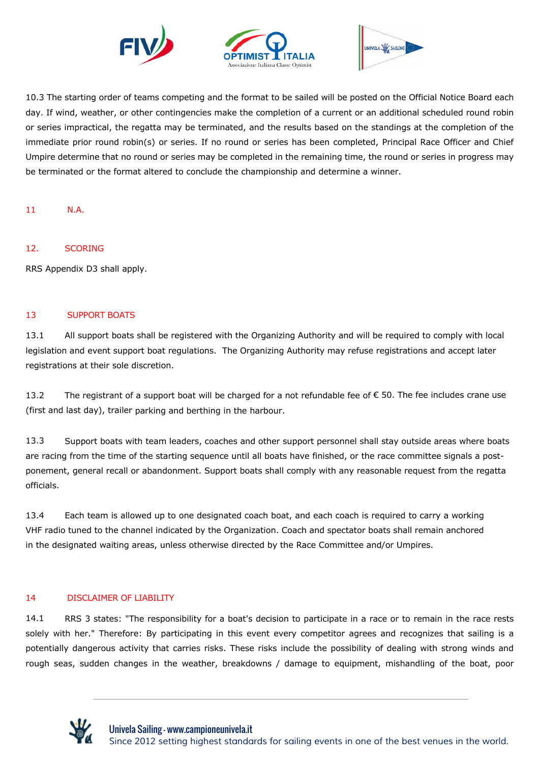10.3 The starting order of teams competing and the format to be sailed will be posted on the Official Notice Board each day. If wind, weather, or other contingencies make the completion of a current or an additional scheduled round robin or series impractical, the regatta may be terminated, and the results based on the standings at the completion of the immediate prior round robin(s) or series. If no round or series has been completed, Principal Race Officer and Chief Umpire determine that no round or series may be completed in the remaining time, the round or series in progress may be terminated or the format altered to conclude the championship and determine a winner.

## 11 N.A.

## 12. SCORING

RRS Appendix D3 shall apply.

## 13 SUPPORT BOATS

13.1 All support boats shall be registered with the Organizing Authority and will be required to comply with local legislation and event support boat regulations. The Organizing Authority may refuse registrations and accept later registrations at their sole discretion.

13.2 The registrant of a support boat will be charged for a not refundable fee of € 50. The fee includes crane use (first and last day), trailer parking and berthing in the harbour.

13.3 Support boats with team leaders, coaches and other support personnel shall stay outside areas where boats are racing from the time of the starting sequence until all boats have finished, or the race committee signals a post-ponement, general recall or abandonment. Support boats shall comply with any reasonable request from the regatta officials.

13.4 Each team is allowed up to one designated coach boat, and each coach is required to carry a working VHF radio tuned to the channel indicated by the Organization. Coach and spectator boats shall remain anchored in the designated waiting areas, unless otherwise directed by the Race Committee and/or Umpires.

## 14 DISCLAIMER OF LIABILITY

14.1 RRS 3 states: "The responsibility for a boat's decision to participate in a race or to remain in the race rests solely with her." Therefore: By participating in this event every competitor agrees and recognizes that sailing is a potentially dangerous activity that carries risks. These risks include the possibility of dealing with strong winds and rough seas, sudden changes in the weather, breakdowns / damage to equipment, mishandling of the boat, poor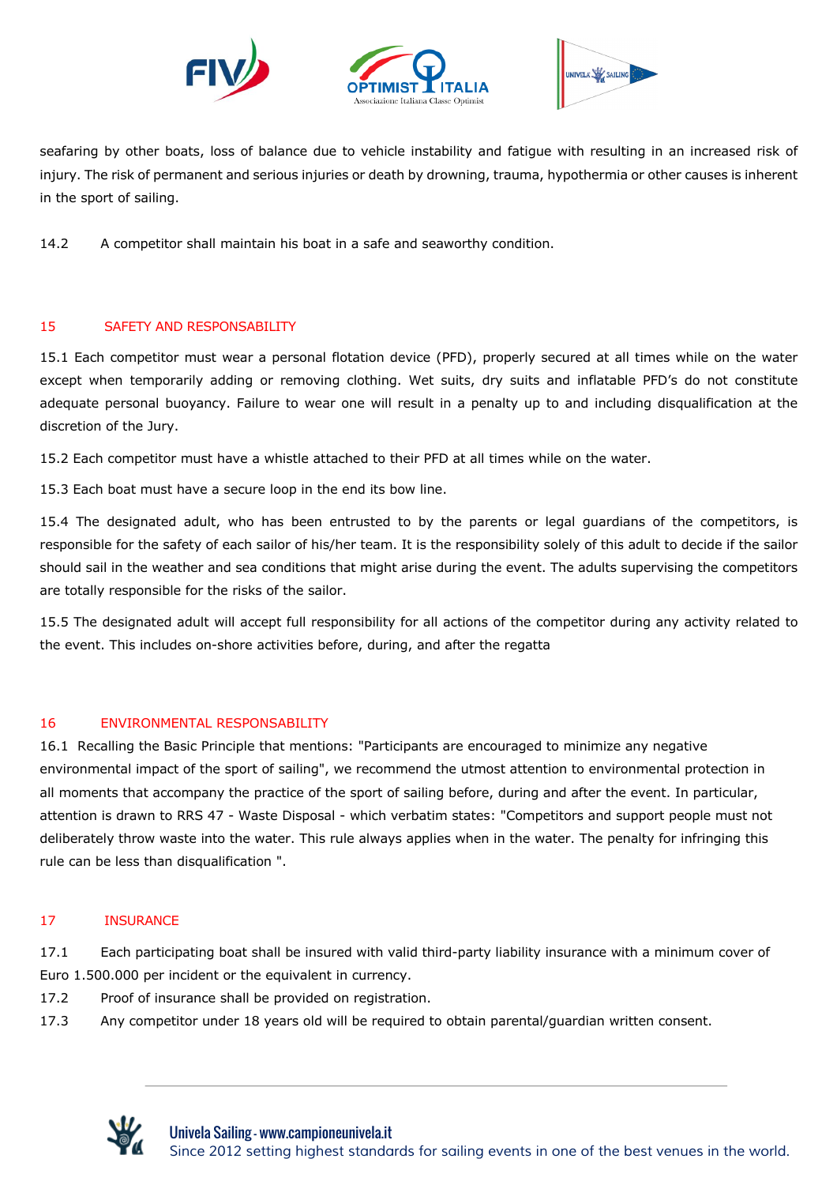seafaring by other boats, loss of balance due to vehicle instability and fatigue with resulting in an increased risk of injury. The risk of permanent and serious injuries or death by drowning, trauma, hypothermia or other causes is inherent in the sport of sailing.

14.2 A competitor shall maintain his boat in a safe and seaworthy condition.

## 15 SAFETY AND RESPONSABILITY

15.1 Each competitor must wear a personal flotation device (PFD), properly secured at all times while on the water except when temporarily adding or removing clothing. Wet suits, dry suits and inflatable PFD's do not constitute adequate personal buoyancy. Failure to wear one will result in a penalty up to and including disqualification at the discretion of the Jury.

15.2 Each competitor must have a whistle attached to their PFD at all times while on the water.

15.3 Each boat must have a secure loop in the end its bow line.

15.4 The designated adult, who has been entrusted to by the parents or legal guardians of the competitors, is responsible for the safety of each sailor of his/her team. It is the responsibility solely of this adult to decide if the sailor should sail in the weather and sea conditions that might arise during the event. The adults supervising the competitors are totally responsible for the risks of the sailor.

15.5 The designated adult will accept full responsibility for all actions of the competitor during any activity related to the event. This includes on-shore activities before, during, and after the regatta

## 16 ENVIRONMENTAL RESPONSABILITY

16.1 Recalling the Basic Principle that mentions: "Participants are encouraged to minimize any negative environmental impact of the sport of sailing", we recommend the utmost attention to environmental protection in all moments that accompany the practice of the sport of sailing before, during and after the event. In particular, attention is drawn to RRS 47 - Waste Disposal - which verbatim states: "Competitors and support people must not deliberately throw waste into the water. This rule always applies when in the water. The penalty for infringing this rule can be less than disqualification ".

## 17 INSURANCE

17.1 Each participating boat shall be insured with valid third-party liability insurance with a minimum cover of Euro 1.500.000 per incident or the equivalent in currency.

17.2 Proof of insurance shall be provided on registration.

17.3 Any competitor under 18 years old will be required to obtain parental/guardian written consent.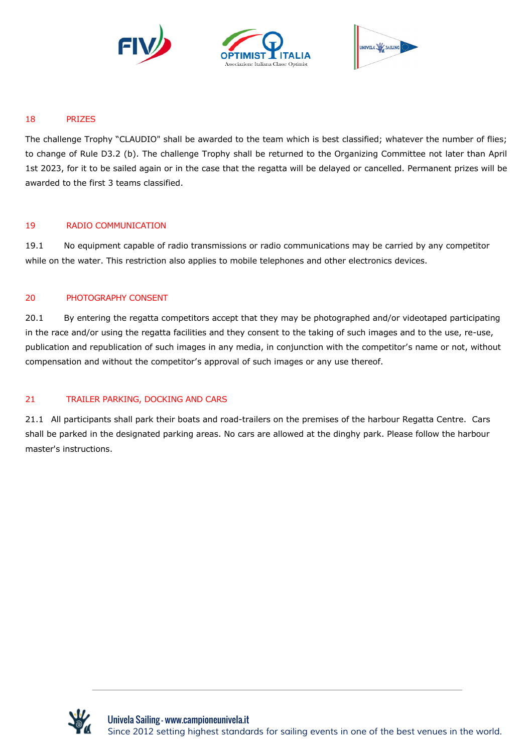## 18 PRIZES

The challenge Trophy "CLAUDIO" shall be awarded to the team which is best classified; whatever the number of flies; to change of Rule D3.2 (b). The challenge Trophy shall be returned to the Organizing Committee not later than April 1st 2023, for it to be sailed again or in the case that the regatta will be delayed or cancelled. Permanent prizes will be awarded to the first 3 teams classified.

## 19 RADIO COMMUNICATION

19.1 No equipment capable of radio transmissions or radio communications may be carried by any competitor while on the water. This restriction also applies to mobile telephones and other electronics devices.

## 20 PHOTOGRAPHY CONSENT

20.1 By entering the regatta competitors accept that they may be photographed and/or videotaped participating in the race and/or using the regatta facilities and they consent to the taking of such images and to the use, re-use, publication and republication of such images in any media, in conjunction with the competitor's name or not, without compensation and without the competitor's approval of such images or any use thereof.

## 21 TRAILER PARKING, DOCKING AND CARS

21.1 All participants shall park their boats and road-trailers on the premises of the harbour Regatta Centre. Cars shall be parked in the designated parking areas. No cars are allowed at the dinghy park. Please follow the harbour master's instructions.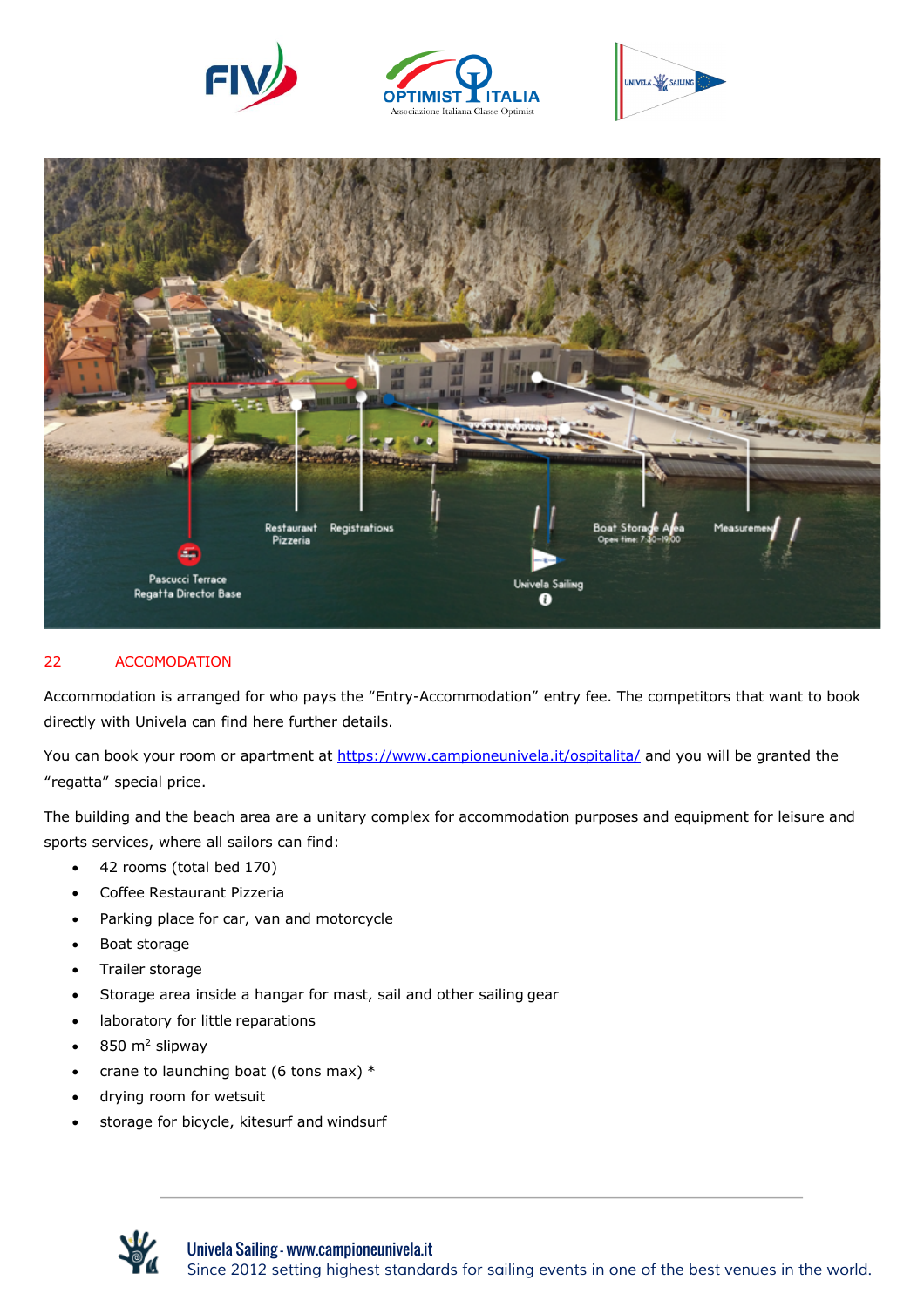## 22 ACCOMODATION

Accommodation is arranged for who pays the “Entry-Accommodation” entry fee. The competitors that want to book directly with Univela can find here further details.

You can book your room or apartment at https://www.campioneunivela.it/ospitalita/ and you will be granted the “regatta” special price.

The building and the beach area are a unitary complex for accommodation purposes and equipment for leisure and sports services, where all sailors can find:

- 42 rooms (total bed 170)
- Coffee Restaurant Pizzeria
- Parking place for car, van and motorcycle
- Boat storage
- Trailer storage
- Storage area inside a hangar for mast, sail and other sailing gear
- laboratory for little reparations
- 850 $m^2$ slipway
- crane to launching boat (6 tons max) *
- drying room for wetsuit
- storage for bicycle, kitesurf and windsurf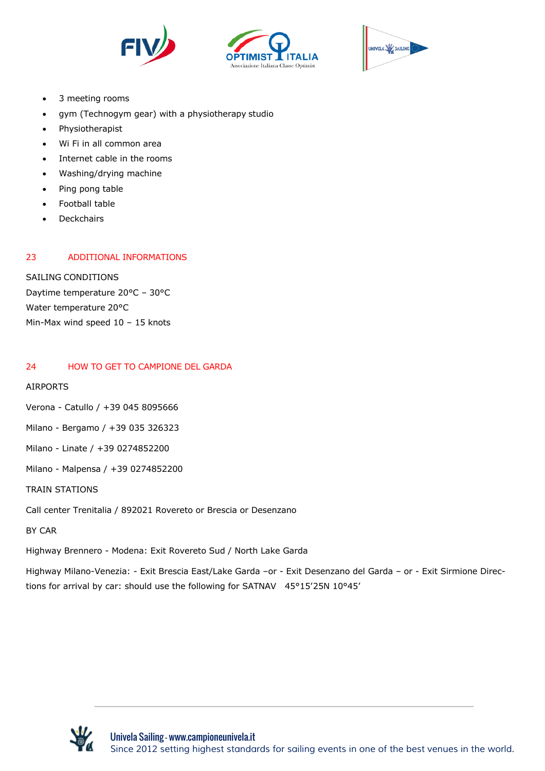- 3 meeting rooms
- gym (Technogym gear) with a physiotherapy studio
- Physiotherapist
- Wi Fi in all common area
- Internet cable in the rooms
- Washing/drying machine
- Ping pong table
- Football table
- Deckchairs

## 23 ADDITIONAL INFORMATIONS

SAILING CONDITIONS

Daytime temperature 20°C – 30°C

Water temperature 20°C

Min-Max wind speed 10 – 15 knots

## 24 HOW TO GET TO CAMPIONE DEL GARDA

AIRPORTS

Verona - Catullo / +39 045 8095666

Milano - Bergamo / +39 035 326323

Milano - Linate / +39 0274852200

Milano - Malpensa / +39 0274852200

TRAIN STATIONS

Call center Trenitalia / 892021 Rovereto or Brescia or Desenzano

BY CAR

Highway Brennero - Modena: Exit Rovereto Sud / North Lake Garda

Highway Milano-Venezia: - Exit Brescia East/Lake Garda –or - Exit Desenzano del Garda – or - Exit Sirmione Directions for arrival by car: should use the following for SATNAV 45°15'25N 10°45'